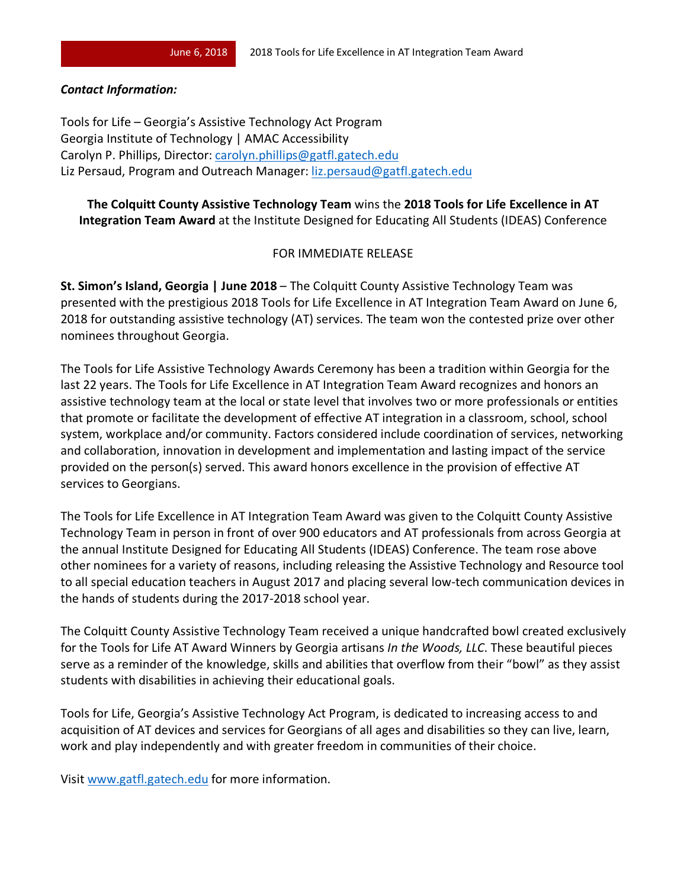***Contact Information:***

Tools for Life – Georgia's Assistive Technology Act Program
Georgia Institute of Technology | AMAC Accessibility
Carolyn P. Phillips, Director: carolyn.phillips@gatfl.gatech.edu
Liz Persaud, Program and Outreach Manager: liz.persaud@gatfl.gatech.edu

**The Colquitt County Assistive Technology Team** wins the **2018 Tools for Life Excellence in AT Integration Team Award** at the Institute Designed for Educating All Students (IDEAS) Conference

FOR IMMEDIATE RELEASE

**St. Simon's Island, Georgia | June 2018** – The Colquitt County Assistive Technology Team was presented with the prestigious 2018 Tools for Life Excellence in AT Integration Team Award on June 6, 2018 for outstanding assistive technology (AT) services. The team won the contested prize over other nominees throughout Georgia.

The Tools for Life Assistive Technology Awards Ceremony has been a tradition within Georgia for the last 22 years. The Tools for Life Excellence in AT Integration Team Award recognizes and honors an assistive technology team at the local or state level that involves two or more professionals or entities that promote or facilitate the development of effective AT integration in a classroom, school, school system, workplace and/or community. Factors considered include coordination of services, networking and collaboration, innovation in development and implementation and lasting impact of the service provided on the person(s) served. This award honors excellence in the provision of effective AT services to Georgians.

The Tools for Life Excellence in AT Integration Team Award was given to the Colquitt County Assistive Technology Team in person in front of over 900 educators and AT professionals from across Georgia at the annual Institute Designed for Educating All Students (IDEAS) Conference. The team rose above other nominees for a variety of reasons, including releasing the Assistive Technology and Resource tool to all special education teachers in August 2017 and placing several low-tech communication devices in the hands of students during the 2017-2018 school year.

The Colquitt County Assistive Technology Team received a unique handcrafted bowl created exclusively for the Tools for Life AT Award Winners by Georgia artisans *In the Woods, LLC*. These beautiful pieces serve as a reminder of the knowledge, skills and abilities that overflow from their "bowl" as they assist students with disabilities in achieving their educational goals.

Tools for Life, Georgia's Assistive Technology Act Program, is dedicated to increasing access to and acquisition of AT devices and services for Georgians of all ages and disabilities so they can live, learn, work and play independently and with greater freedom in communities of their choice.

Visit www.gatfl.gatech.edu for more information.